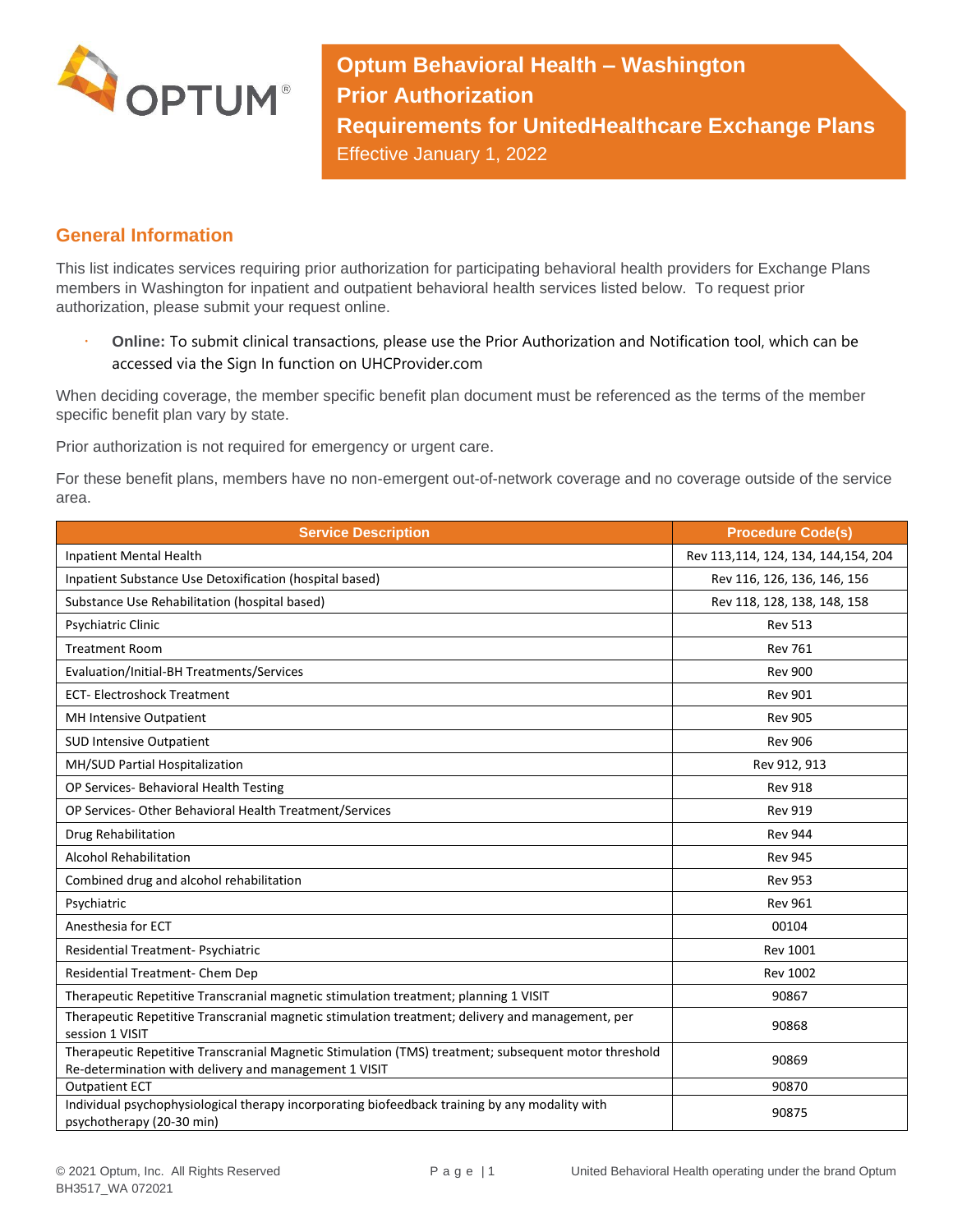# Optum Behavioral Health – Washington Prior Authorization Requirements for UnitedHealthcare Exchange Plans

Effective January 1, 2022

## General Information

This list indicates services requiring prior authorization for participating behavioral health providers for Exchange Plans members in Washington for inpatient and outpatient behavioral health services listed below. To request prior authorization, please submit your request online.

- **Online:** To submit clinical transactions, please use the Prior Authorization and Notification tool, which can be accessed via the Sign In function on UHCProvider.com

When deciding coverage, the member specific benefit plan document must be referenced as the terms of the member specific benefit plan vary by state.

Prior authorization is not required for emergency or urgent care.

For these benefit plans, members have no non-emergent out-of-network coverage and no coverage outside of the service area.

| Service Description | Procedure Code(s) |
|---|---|
| Inpatient Mental Health | Rev 113,114, 124, 134, 144,154, 204 |
| Inpatient Substance Use Detoxification (hospital based) | Rev 116, 126, 136, 146, 156 |
| Substance Use Rehabilitation (hospital based) | Rev 118, 128, 138, 148, 158 |
| Psychiatric Clinic | Rev 513 |
| Treatment Room | Rev 761 |
| Evaluation/Initial-BH Treatments/Services | Rev 900 |
| ECT- Electroshock Treatment | Rev 901 |
| MH Intensive Outpatient | Rev 905 |
| SUD Intensive Outpatient | Rev 906 |
| MH/SUD Partial Hospitalization | Rev 912, 913 |
| OP Services- Behavioral Health Testing | Rev 918 |
| OP Services- Other Behavioral Health Treatment/Services | Rev 919 |
| Drug Rehabilitation | Rev 944 |
| Alcohol Rehabilitation | Rev 945 |
| Combined drug and alcohol rehabilitation | Rev 953 |
| Psychiatric | Rev 961 |
| Anesthesia for ECT | 00104 |
| Residential Treatment- Psychiatric | Rev 1001 |
| Residential Treatment- Chem Dep | Rev 1002 |
| Therapeutic Repetitive Transcranial magnetic stimulation treatment; planning 1 VISIT | 90867 |
| Therapeutic Repetitive Transcranial magnetic stimulation treatment; delivery and management, per session 1 VISIT | 90868 |
| Therapeutic Repetitive Transcranial Magnetic Stimulation (TMS) treatment; subsequent motor threshold Re-determination with delivery and management 1 VISIT | 90869 |
| Outpatient ECT | 90870 |
| Individual psychophysiological therapy incorporating biofeedback training by any modality with psychotherapy (20-30 min) | 90875 |

© 2021 Optum, Inc. All Rights Reserved
BH3517_WA 072021

United Behavioral Health operating under the brand Optum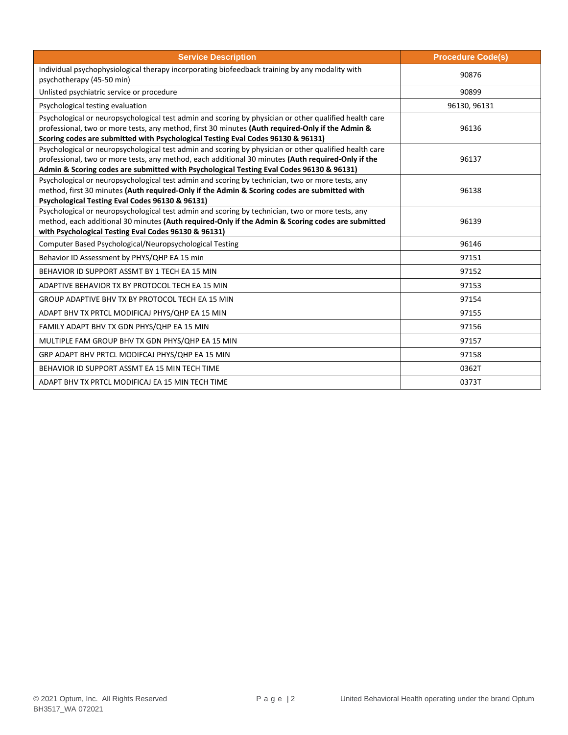| Service Description | Procedure Code(s) |
|---|---|
| Individual psychophysiological therapy incorporating biofeedback training by any modality with psychotherapy (45-50 min) | 90876 |
| Unlisted psychiatric service or procedure | 90899 |
| Psychological testing evaluation | 96130, 96131 |
| Psychological or neuropsychological test admin and scoring by physician or other qualified health care professional, two or more tests, any method, first 30 minutes **(Auth required-Only if the Admin & Scoring codes are submitted with Psychological Testing Eval Codes 96130 & 96131)** | 96136 |
| Psychological or neuropsychological test admin and scoring by physician or other qualified health care professional, two or more tests, any method, each additional 30 minutes **(Auth required-Only if the Admin & Scoring codes are submitted with Psychological Testing Eval Codes 96130 & 96131)** | 96137 |
| Psychological or neuropsychological test admin and scoring by technician, two or more tests, any method, first 30 minutes **(Auth required-Only if the Admin & Scoring codes are submitted with Psychological Testing Eval Codes 96130 & 96131)** | 96138 |
| Psychological or neuropsychological test admin and scoring by technician, two or more tests, any method, each additional 30 minutes **(Auth required-Only if the Admin & Scoring codes are submitted with Psychological Testing Eval Codes 96130 & 96131)** | 96139 |
| Computer Based Psychological/Neuropsychological Testing | 96146 |
| Behavior ID Assessment by PHYS/QHP EA 15 min | 97151 |
| BEHAVIOR ID SUPPORT ASSMT BY 1 TECH EA 15 MIN | 97152 |
| ADAPTIVE BEHAVIOR TX BY PROTOCOL TECH EA 15 MIN | 97153 |
| GROUP ADAPTIVE BHV TX BY PROTOCOL TECH EA 15 MIN | 97154 |
| ADAPT BHV TX PRTCL MODIFICAJ PHYS/QHP EA 15 MIN | 97155 |
| FAMILY ADAPT BHV TX GDN PHYS/QHP EA 15 MIN | 97156 |
| MULTIPLE FAM GROUP BHV TX GDN PHYS/QHP EA 15 MIN | 97157 |
| GRP ADAPT BHV PRTCL MODIFCAJ PHYS/QHP EA 15 MIN | 97158 |
| BEHAVIOR ID SUPPORT ASSMT EA 15 MIN TECH TIME | 0362T |
| ADAPT BHV TX PRTCL MODIFICAJ EA 15 MIN TECH TIME | 0373T |

© 2021 Optum, Inc. All Rights Reserved
BH3517_WA 072021

United Behavioral Health operating under the brand Optum